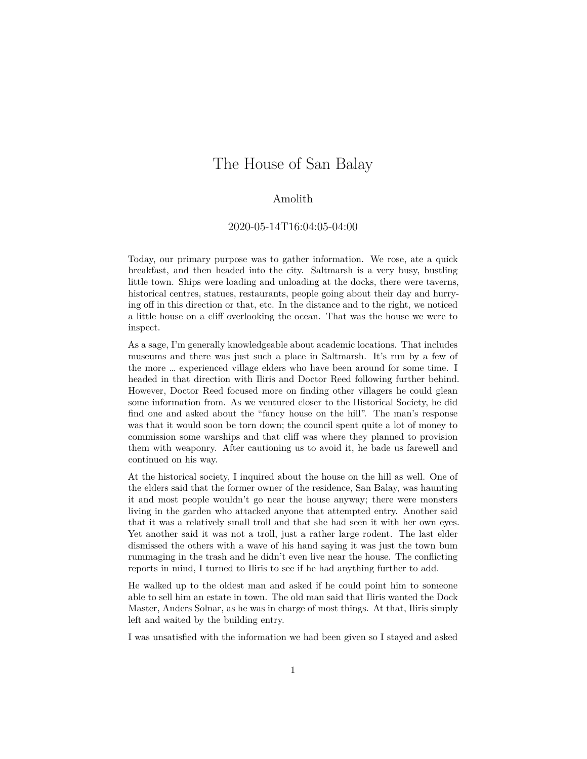# The House of San Balay

Amolith

2020-05-14T16:04:05-04:00

Today, our primary purpose was to gather information. We rose, ate a quick breakfast, and then headed into the city. Saltmarsh is a very busy, bustling little town. Ships were loading and unloading at the docks, there were taverns, historical centres, statues, restaurants, people going about their day and hurrying off in this direction or that, etc. In the distance and to the right, we noticed a little house on a cliff overlooking the ocean. That was the house we were to inspect.

As a sage, I'm generally knowledgeable about academic locations. That includes museums and there was just such a place in Saltmarsh. It's run by a few of the more … experienced village elders who have been around for some time. I headed in that direction with Iliris and Doctor Reed following further behind. However, Doctor Reed focused more on finding other villagers he could glean some information from. As we ventured closer to the Historical Society, he did find one and asked about the "fancy house on the hill". The man's response was that it would soon be torn down; the council spent quite a lot of money to commission some warships and that cliff was where they planned to provision them with weaponry. After cautioning us to avoid it, he bade us farewell and continued on his way.

At the historical society, I inquired about the house on the hill as well. One of the elders said that the former owner of the residence, San Balay, was haunting it and most people wouldn't go near the house anyway; there were monsters living in the garden who attacked anyone that attempted entry. Another said that it was a relatively small troll and that she had seen it with her own eyes. Yet another said it was not a troll, just a rather large rodent. The last elder dismissed the others with a wave of his hand saying it was just the town bum rummaging in the trash and he didn't even live near the house. The conflicting reports in mind, I turned to Iliris to see if he had anything further to add.

He walked up to the oldest man and asked if he could point him to someone able to sell him an estate in town. The old man said that Iliris wanted the Dock Master, Anders Solnar, as he was in charge of most things. At that, Iliris simply left and waited by the building entry.

I was unsatisfied with the information we had been given so I stayed and asked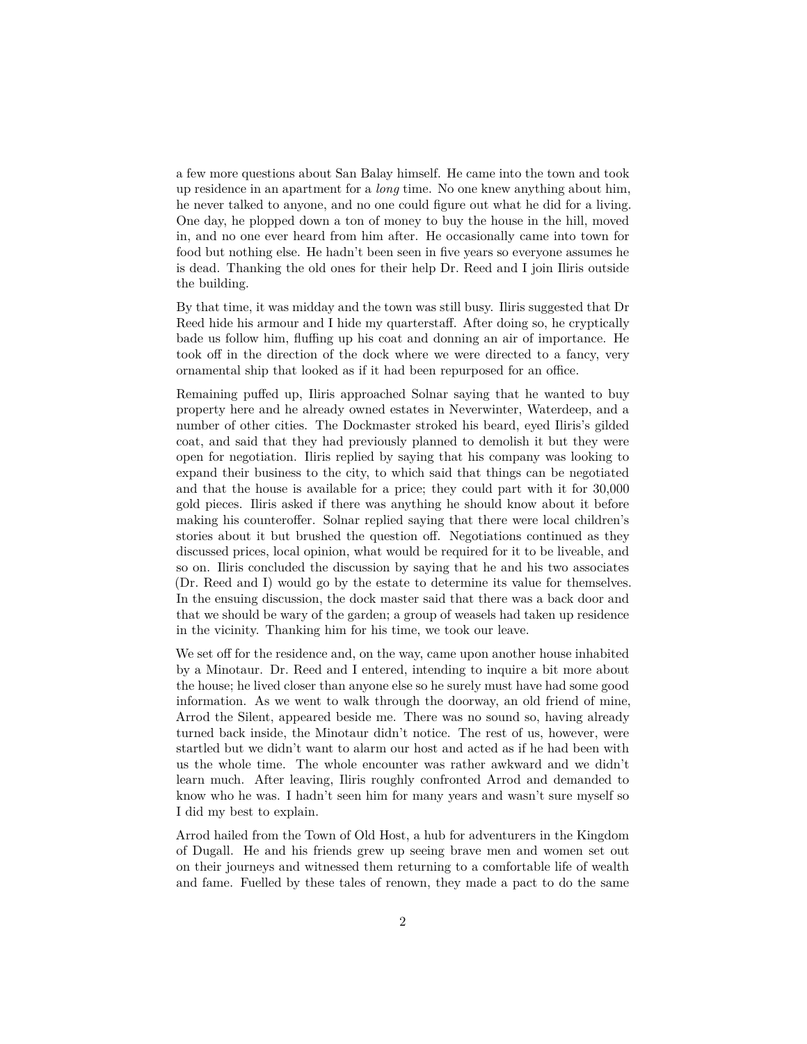a few more questions about San Balay himself. He came into the town and took up residence in an apartment for a *long* time. No one knew anything about him, he never talked to anyone, and no one could figure out what he did for a living. One day, he plopped down a ton of money to buy the house in the hill, moved in, and no one ever heard from him after. He occasionally came into town for food but nothing else. He hadn't been seen in five years so everyone assumes he is dead. Thanking the old ones for their help Dr. Reed and I join Iliris outside the building.

By that time, it was midday and the town was still busy. Iliris suggested that Dr Reed hide his armour and I hide my quarterstaff. After doing so, he cryptically bade us follow him, fluffing up his coat and donning an air of importance. He took off in the direction of the dock where we were directed to a fancy, very ornamental ship that looked as if it had been repurposed for an office.

Remaining puffed up, Iliris approached Solnar saying that he wanted to buy property here and he already owned estates in Neverwinter, Waterdeep, and a number of other cities. The Dockmaster stroked his beard, eyed Iliris's gilded coat, and said that they had previously planned to demolish it but they were open for negotiation. Iliris replied by saying that his company was looking to expand their business to the city, to which said that things can be negotiated and that the house is available for a price; they could part with it for 30,000 gold pieces. Iliris asked if there was anything he should know about it before making his counteroffer. Solnar replied saying that there were local children's stories about it but brushed the question off. Negotiations continued as they discussed prices, local opinion, what would be required for it to be liveable, and so on. Iliris concluded the discussion by saying that he and his two associates (Dr. Reed and I) would go by the estate to determine its value for themselves. In the ensuing discussion, the dock master said that there was a back door and that we should be wary of the garden; a group of weasels had taken up residence in the vicinity. Thanking him for his time, we took our leave.

We set off for the residence and, on the way, came upon another house inhabited by a Minotaur. Dr. Reed and I entered, intending to inquire a bit more about the house; he lived closer than anyone else so he surely must have had some good information. As we went to walk through the doorway, an old friend of mine, Arrod the Silent, appeared beside me. There was no sound so, having already turned back inside, the Minotaur didn't notice. The rest of us, however, were startled but we didn't want to alarm our host and acted as if he had been with us the whole time. The whole encounter was rather awkward and we didn't learn much. After leaving, Iliris roughly confronted Arrod and demanded to know who he was. I hadn't seen him for many years and wasn't sure myself so I did my best to explain.

Arrod hailed from the Town of Old Host, a hub for adventurers in the Kingdom of Dugall. He and his friends grew up seeing brave men and women set out on their journeys and witnessed them returning to a comfortable life of wealth and fame. Fuelled by these tales of renown, they made a pact to do the same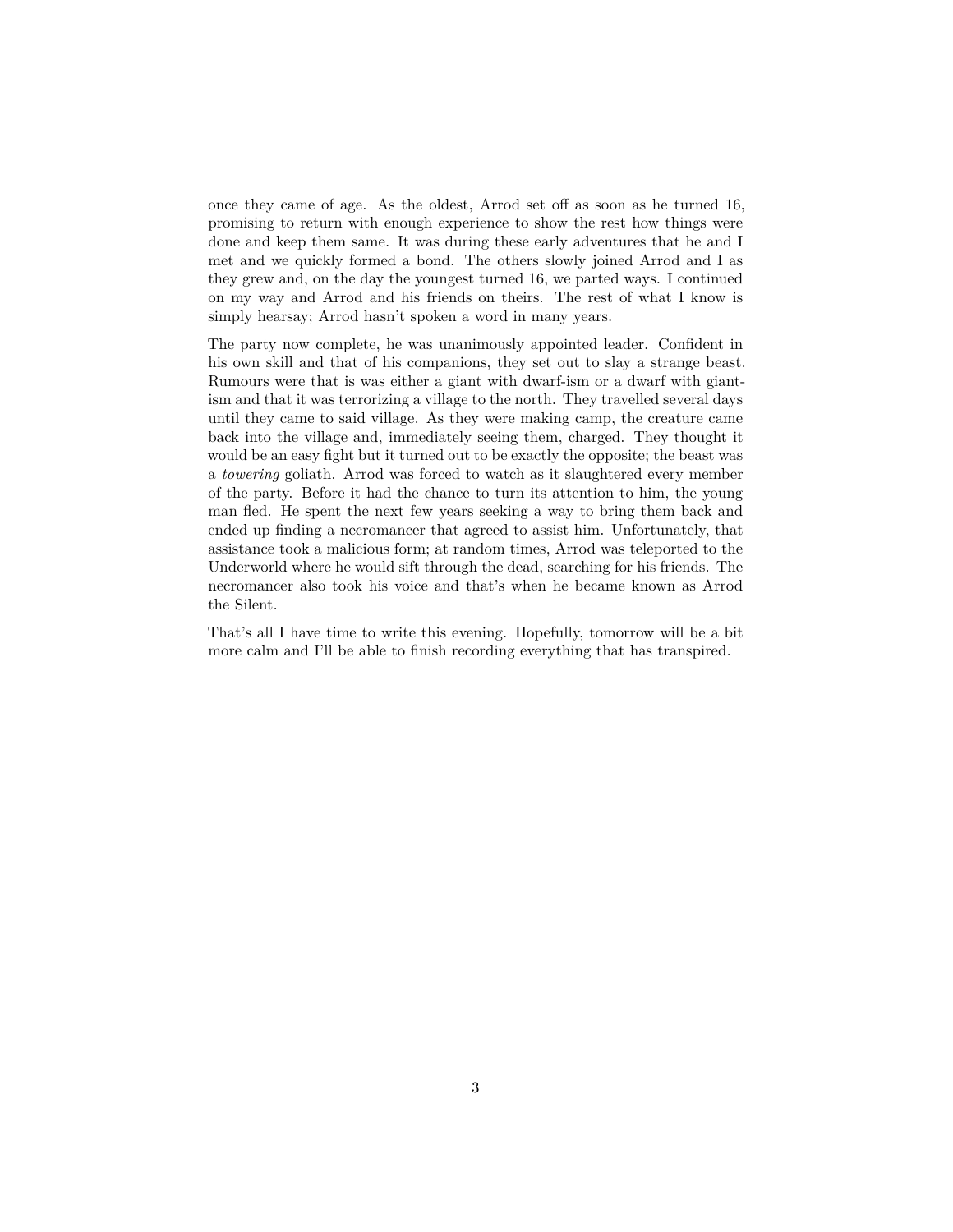once they came of age. As the oldest, Arrod set off as soon as he turned 16, promising to return with enough experience to show the rest how things were done and keep them same. It was during these early adventures that he and I met and we quickly formed a bond. The others slowly joined Arrod and I as they grew and, on the day the youngest turned 16, we parted ways. I continued on my way and Arrod and his friends on theirs. The rest of what I know is simply hearsay; Arrod hasn't spoken a word in many years.

The party now complete, he was unanimously appointed leader. Confident in his own skill and that of his companions, they set out to slay a strange beast. Rumours were that is was either a giant with dwarf-ism or a dwarf with giant-ism and that it was terrorizing a village to the north. They travelled several days until they came to said village. As they were making camp, the creature came back into the village and, immediately seeing them, charged. They thought it would be an easy fight but it turned out to be exactly the opposite; the beast was a *towering* goliath. Arrod was forced to watch as it slaughtered every member of the party. Before it had the chance to turn its attention to him, the young man fled. He spent the next few years seeking a way to bring them back and ended up finding a necromancer that agreed to assist him. Unfortunately, that assistance took a malicious form; at random times, Arrod was teleported to the Underworld where he would sift through the dead, searching for his friends. The necromancer also took his voice and that's when he became known as Arrod the Silent.

That's all I have time to write this evening. Hopefully, tomorrow will be a bit more calm and I'll be able to finish recording everything that has transpired.